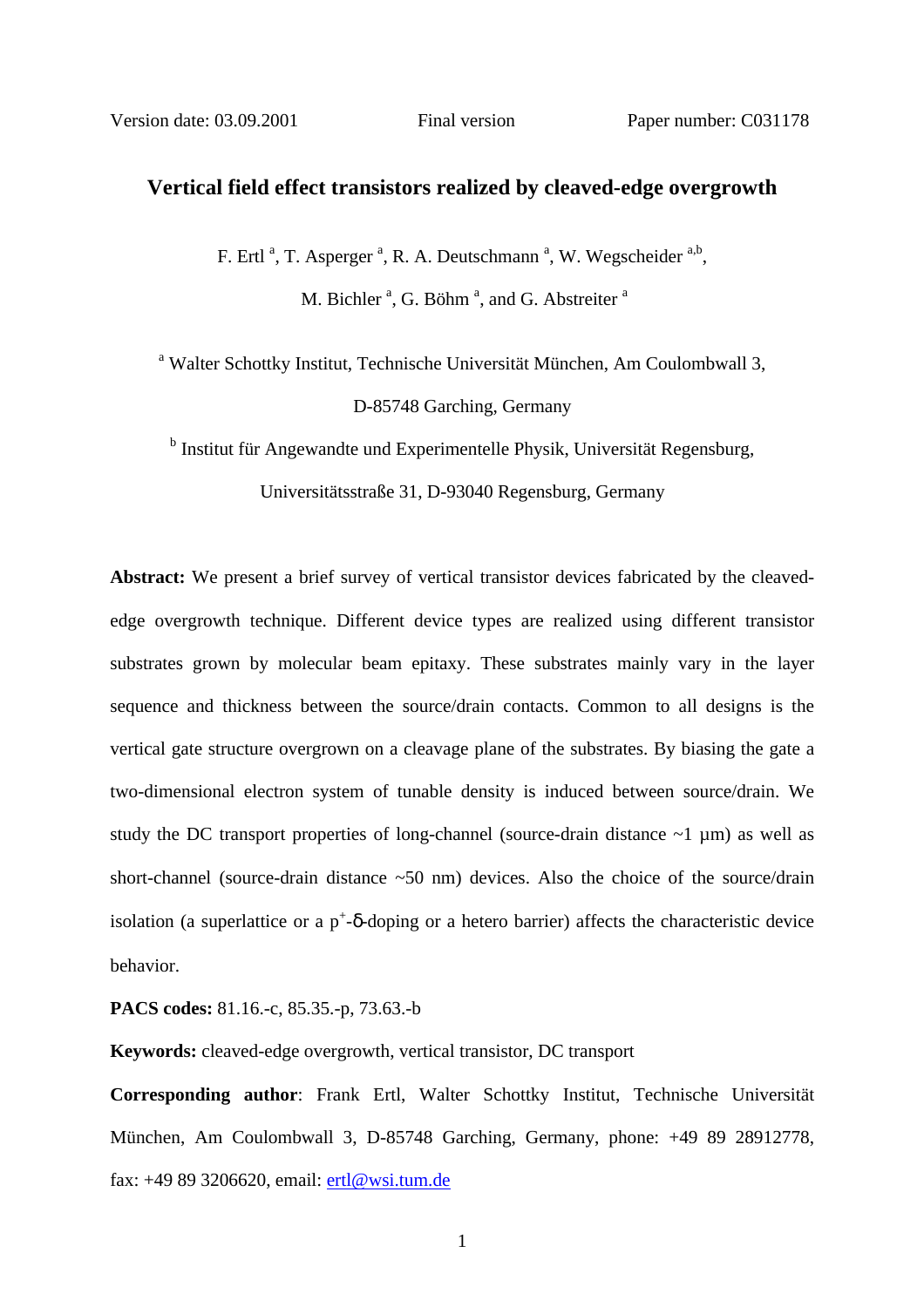Version date: 03.09.2001 Final version Paper number: C031178

# Vertical field effect transistors realized by cleaved-edge overgrowth

F. Ertl [a], T. Asperger [a], R. A. Deutschmann [a], W. Wegscheider [a,b], M. Bichler [a], G. Böhm [a], and G. Abstreiter [a]

[a] Walter Schottky Institut, Technische Universität München, Am Coulombwall 3, D-85748 Garching, Germany

[b] Institut für Angewandte und Experimentelle Physik, Universität Regensburg, Universitätsstraße 31, D-93040 Regensburg, Germany

**Abstract:** We present a brief survey of vertical transistor devices fabricated by the cleaved-edge overgrowth technique. Different device types are realized using different transistor substrates grown by molecular beam epitaxy. These substrates mainly vary in the layer sequence and thickness between the source/drain contacts. Common to all designs is the vertical gate structure overgrown on a cleavage plane of the substrates. By biasing the gate a two-dimensional electron system of tunable density is induced between source/drain. We study the DC transport properties of long-channel (source-drain distance ~1 µm) as well as short-channel (source-drain distance ~50 nm) devices. Also the choice of the source/drain isolation (a superlattice or a $p^+$-δ-doping or a hetero barrier) affects the characteristic device behavior.

**PACS codes:** 81.16.-c, 85.35.-p, 73.63.-b

**Keywords:** cleaved-edge overgrowth, vertical transistor, DC transport

**Corresponding author**: Frank Ertl, Walter Schottky Institut, Technische Universität München, Am Coulombwall 3, D-85748 Garching, Germany, phone: +49 89 28912778, fax: +49 89 3206620, email: ertl@wsi.tum.de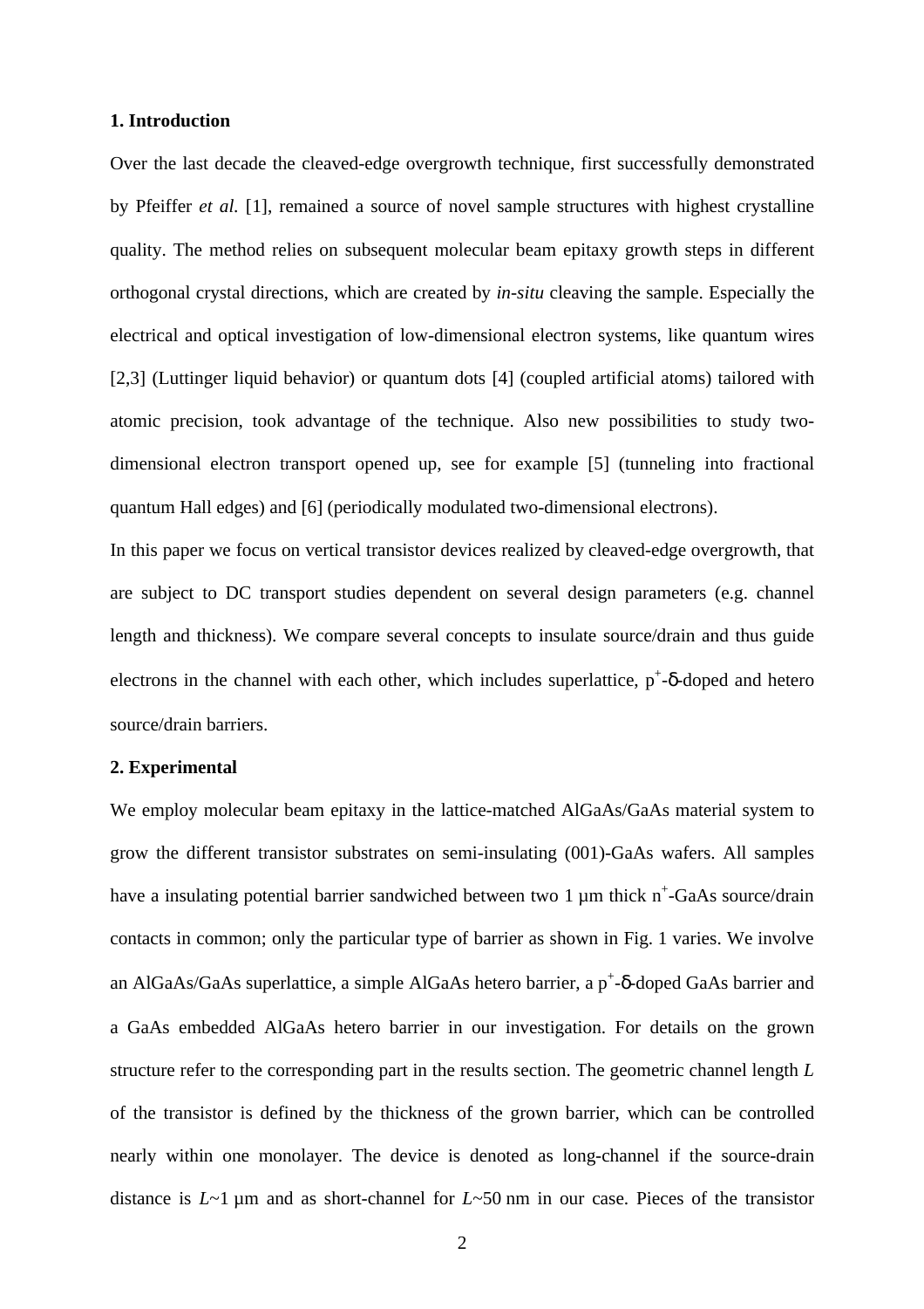## 1. Introduction

Over the last decade the cleaved-edge overgrowth technique, first successfully demonstrated by Pfeiffer *et al.* [1], remained a source of novel sample structures with highest crystalline quality. The method relies on subsequent molecular beam epitaxy growth steps in different orthogonal crystal directions, which are created by *in-situ* cleaving the sample. Especially the electrical and optical investigation of low-dimensional electron systems, like quantum wires [2,3] (Luttinger liquid behavior) or quantum dots [4] (coupled artificial atoms) tailored with atomic precision, took advantage of the technique. Also new possibilities to study two-dimensional electron transport opened up, see for example [5] (tunneling into fractional quantum Hall edges) and [6] (periodically modulated two-dimensional electrons).

In this paper we focus on vertical transistor devices realized by cleaved-edge overgrowth, that are subject to DC transport studies dependent on several design parameters (e.g. channel length and thickness). We compare several concepts to insulate source/drain and thus guide electrons in the channel with each other, which includes superlattice, $p^+$-δ-doped and hetero source/drain barriers.

## 2. Experimental

We employ molecular beam epitaxy in the lattice-matched AlGaAs/GaAs material system to grow the different transistor substrates on semi-insulating (001)-GaAs wafers. All samples have a insulating potential barrier sandwiched between two 1 µm thick $n^+$-GaAs source/drain contacts in common; only the particular type of barrier as shown in Fig. 1 varies. We involve an AlGaAs/GaAs superlattice, a simple AlGaAs hetero barrier, a $p^+$-δ-doped GaAs barrier and a GaAs embedded AlGaAs hetero barrier in our investigation. For details on the grown structure refer to the corresponding part in the results section. The geometric channel length $L$ of the transistor is defined by the thickness of the grown barrier, which can be controlled nearly within one monolayer. The device is denoted as long-channel if the source-drain distance is $L$~1 µm and as short-channel for $L$~50 nm in our case. Pieces of the transistor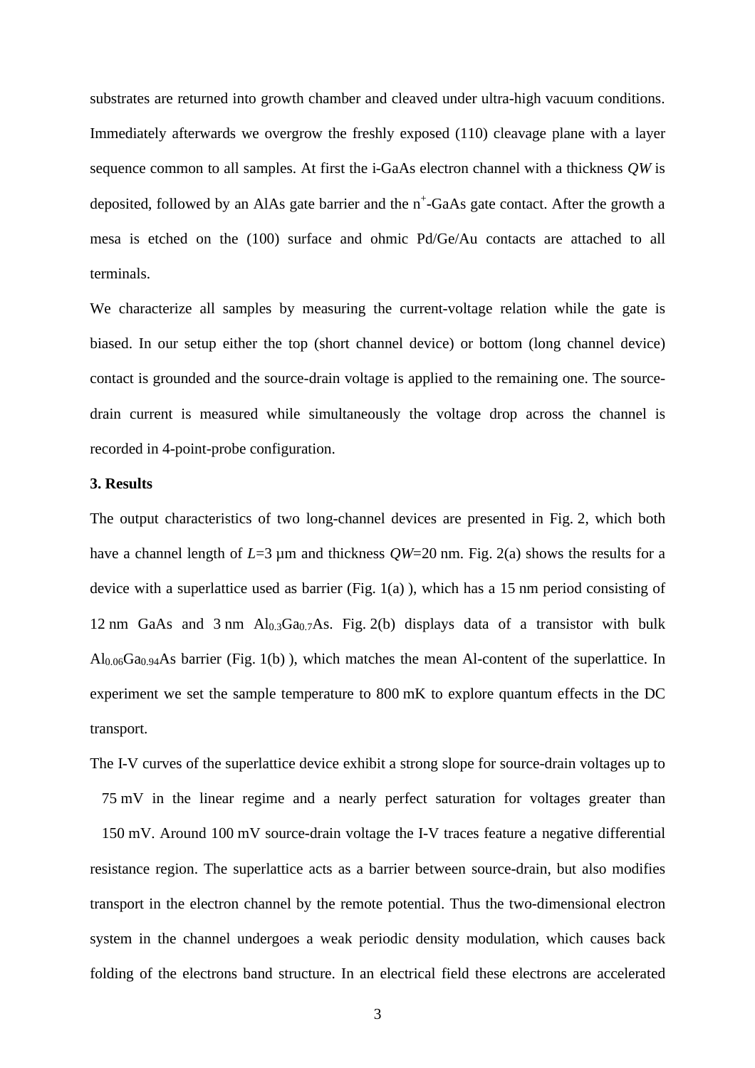substrates are returned into growth chamber and cleaved under ultra-high vacuum conditions. Immediately afterwards we overgrow the freshly exposed (110) cleavage plane with a layer sequence common to all samples. At first the i-GaAs electron channel with a thickness *QW* is deposited, followed by an AlAs gate barrier and the $n^+$-GaAs gate contact. After the growth a mesa is etched on the (100) surface and ohmic Pd/Ge/Au contacts are attached to all terminals.

We characterize all samples by measuring the current-voltage relation while the gate is biased. In our setup either the top (short channel device) or bottom (long channel device) contact is grounded and the source-drain voltage is applied to the remaining one. The source-drain current is measured while simultaneously the voltage drop across the channel is recorded in 4-point-probe configuration.

**3. Results**

The output characteristics of two long-channel devices are presented in Fig. 2, which both have a channel length of $L$=3 µm and thickness $QW$=20 nm. Fig. 2(a) shows the results for a device with a superlattice used as barrier (Fig. 1(a) ), which has a 15 nm period consisting of 12 nm GaAs and 3 nm $Al_{0.3}Ga_{0.7}As$. Fig. 2(b) displays data of a transistor with bulk $Al_{0.06}Ga_{0.94}As$ barrier (Fig. 1(b) ), which matches the mean Al-content of the superlattice. In experiment we set the sample temperature to 800 mK to explore quantum effects in the DC transport.

The I-V curves of the superlattice device exhibit a strong slope for source-drain voltages up to 75 mV in the linear regime and a nearly perfect saturation for voltages greater than 150 mV. Around 100 mV source-drain voltage the I-V traces feature a negative differential resistance region. The superlattice acts as a barrier between source-drain, but also modifies transport in the electron channel by the remote potential. Thus the two-dimensional electron system in the channel undergoes a weak periodic density modulation, which causes back folding of the electrons band structure. In an electrical field these electrons are accelerated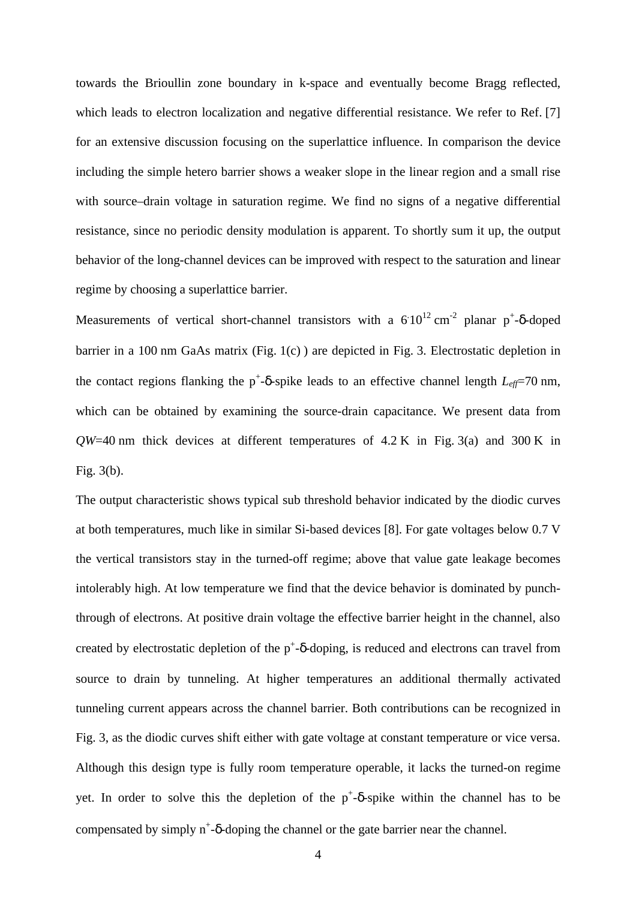towards the Brioullin zone boundary in k-space and eventually become Bragg reflected, which leads to electron localization and negative differential resistance. We refer to Ref. [7] for an extensive discussion focusing on the superlattice influence. In comparison the device including the simple hetero barrier shows a weaker slope in the linear region and a small rise with source–drain voltage in saturation regime. We find no signs of a negative differential resistance, since no periodic density modulation is apparent. To shortly sum it up, the output behavior of the long-channel devices can be improved with respect to the saturation and linear regime by choosing a superlattice barrier.

Measurements of vertical short-channel transistors with a $6 \cdot 10^{12}\,\mathrm{cm}^{-2}$ planar $p^+$-δ-doped barrier in a 100 nm GaAs matrix (Fig. 1(c) ) are depicted in Fig. 3. Electrostatic depletion in the contact regions flanking the $p^+$-δ-spike leads to an effective channel length $L_{eff}$=70 nm, which can be obtained by examining the source-drain capacitance. We present data from *QW*=40 nm thick devices at different temperatures of 4.2 K in Fig. 3(a) and 300 K in Fig. 3(b).

The output characteristic shows typical sub threshold behavior indicated by the diodic curves at both temperatures, much like in similar Si-based devices [8]. For gate voltages below 0.7 V the vertical transistors stay in the turned-off regime; above that value gate leakage becomes intolerably high. At low temperature we find that the device behavior is dominated by punch-through of electrons. At positive drain voltage the effective barrier height in the channel, also created by electrostatic depletion of the $p^+$-δ-doping, is reduced and electrons can travel from source to drain by tunneling. At higher temperatures an additional thermally activated tunneling current appears across the channel barrier. Both contributions can be recognized in Fig. 3, as the diodic curves shift either with gate voltage at constant temperature or vice versa. Although this design type is fully room temperature operable, it lacks the turned-on regime yet. In order to solve this the depletion of the $p^+$-δ-spike within the channel has to be compensated by simply $n^+$-δ-doping the channel or the gate barrier near the channel.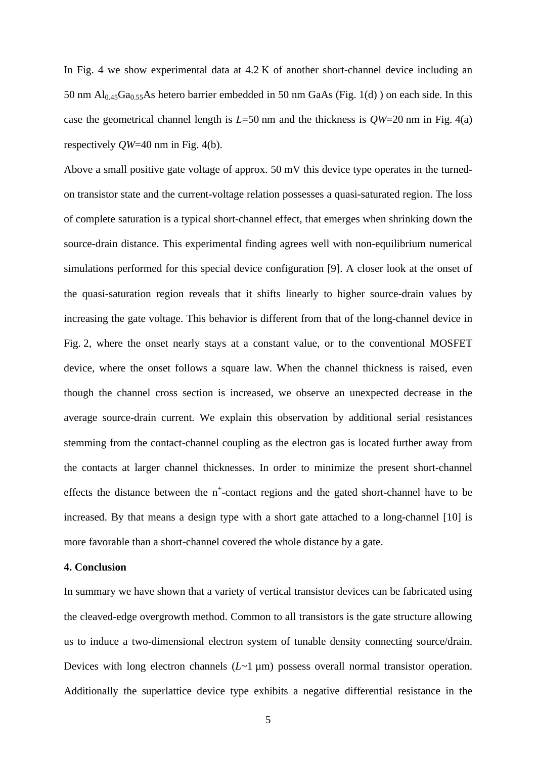In Fig. 4 we show experimental data at 4.2 K of another short-channel device including an 50 nm $Al_{0.45}Ga_{0.55}As$ hetero barrier embedded in 50 nm GaAs (Fig. 1(d) ) on each side. In this case the geometrical channel length is $L$=50 nm and the thickness is $QW$=20 nm in Fig. 4(a) respectively $QW$=40 nm in Fig. 4(b).

Above a small positive gate voltage of approx. 50 mV this device type operates in the turned-on transistor state and the current-voltage relation possesses a quasi-saturated region. The loss of complete saturation is a typical short-channel effect, that emerges when shrinking down the source-drain distance. This experimental finding agrees well with non-equilibrium numerical simulations performed for this special device configuration [9]. A closer look at the onset of the quasi-saturation region reveals that it shifts linearly to higher source-drain values by increasing the gate voltage. This behavior is different from that of the long-channel device in Fig. 2, where the onset nearly stays at a constant value, or to the conventional MOSFET device, where the onset follows a square law. When the channel thickness is raised, even though the channel cross section is increased, we observe an unexpected decrease in the average source-drain current. We explain this observation by additional serial resistances stemming from the contact-channel coupling as the electron gas is located further away from the contacts at larger channel thicknesses. In order to minimize the present short-channel effects the distance between the $n^+$-contact regions and the gated short-channel have to be increased. By that means a design type with a short gate attached to a long-channel [10] is more favorable than a short-channel covered the whole distance by a gate.

**4. Conclusion**

In summary we have shown that a variety of vertical transistor devices can be fabricated using the cleaved-edge overgrowth method. Common to all transistors is the gate structure allowing us to induce a two-dimensional electron system of tunable density connecting source/drain. Devices with long electron channels ($L$~1 µm) possess overall normal transistor operation. Additionally the superlattice device type exhibits a negative differential resistance in the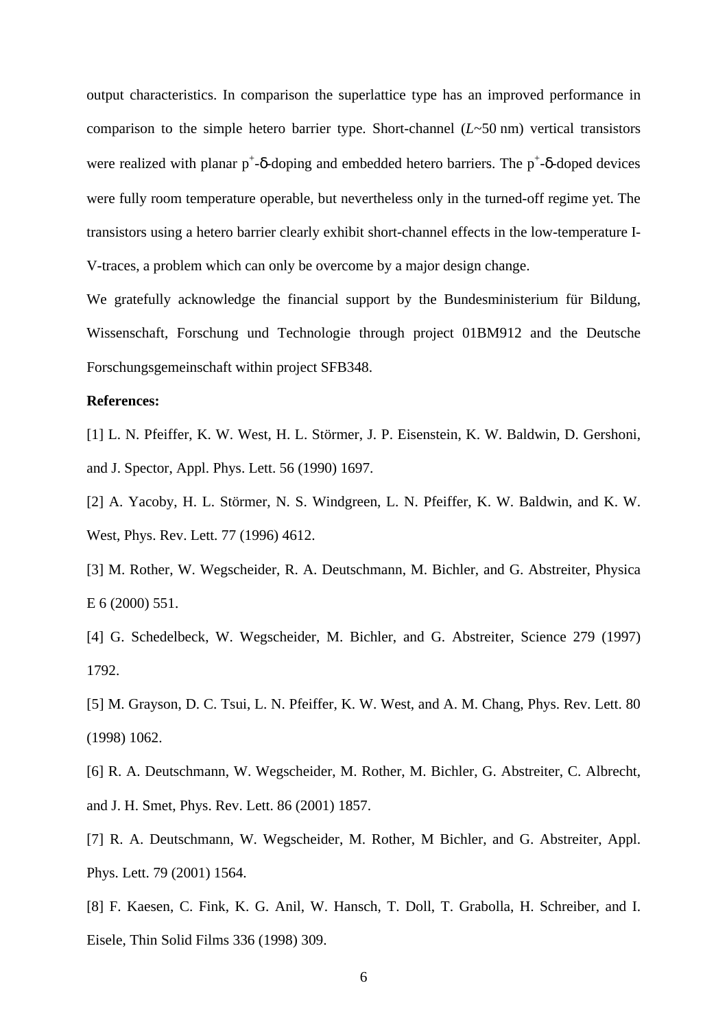output characteristics. In comparison the superlattice type has an improved performance in comparison to the simple hetero barrier type. Short-channel ($L$~50 nm) vertical transistors were realized with planar $p^+$-δ-doping and embedded hetero barriers. The $p^+$-δ-doped devices were fully room temperature operable, but nevertheless only in the turned-off regime yet. The transistors using a hetero barrier clearly exhibit short-channel effects in the low-temperature I-V-traces, a problem which can only be overcome by a major design change.

We gratefully acknowledge the financial support by the Bundesministerium für Bildung, Wissenschaft, Forschung und Technologie through project 01BM912 and the Deutsche Forschungsgemeinschaft within project SFB348.

**References:**

[1] L. N. Pfeiffer, K. W. West, H. L. Störmer, J. P. Eisenstein, K. W. Baldwin, D. Gershoni, and J. Spector, Appl. Phys. Lett. 56 (1990) 1697.

[2] A. Yacoby, H. L. Störmer, N. S. Windgreen, L. N. Pfeiffer, K. W. Baldwin, and K. W. West, Phys. Rev. Lett. 77 (1996) 4612.

[3] M. Rother, W. Wegscheider, R. A. Deutschmann, M. Bichler, and G. Abstreiter, Physica E 6 (2000) 551.

[4] G. Schedelbeck, W. Wegscheider, M. Bichler, and G. Abstreiter, Science 279 (1997) 1792.

[5] M. Grayson, D. C. Tsui, L. N. Pfeiffer, K. W. West, and A. M. Chang, Phys. Rev. Lett. 80 (1998) 1062.

[6] R. A. Deutschmann, W. Wegscheider, M. Rother, M. Bichler, G. Abstreiter, C. Albrecht, and J. H. Smet, Phys. Rev. Lett. 86 (2001) 1857.

[7] R. A. Deutschmann, W. Wegscheider, M. Rother, M Bichler, and G. Abstreiter, Appl. Phys. Lett. 79 (2001) 1564.

[8] F. Kaesen, C. Fink, K. G. Anil, W. Hansch, T. Doll, T. Grabolla, H. Schreiber, and I. Eisele, Thin Solid Films 336 (1998) 309.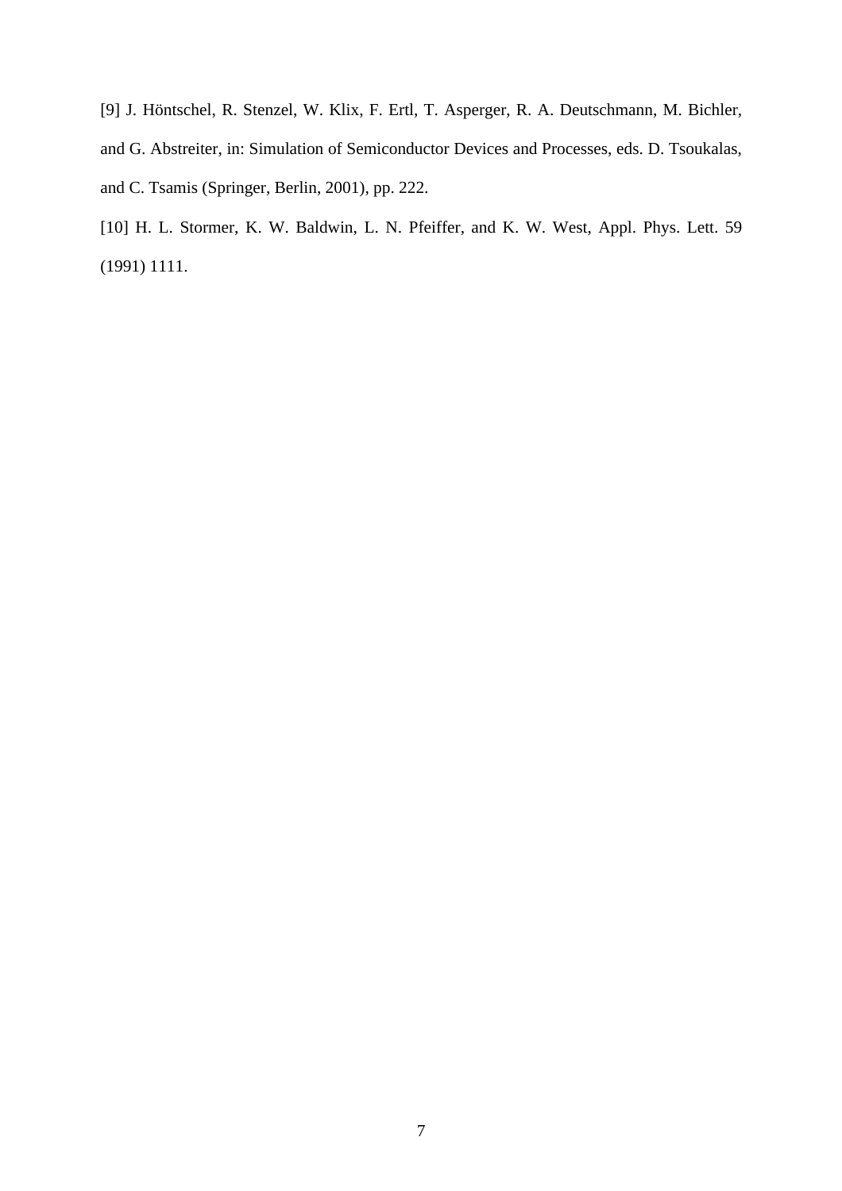[9] J. Höntschel, R. Stenzel, W. Klix, F. Ertl, T. Asperger, R. A. Deutschmann, M. Bichler, and G. Abstreiter, in: Simulation of Semiconductor Devices and Processes, eds. D. Tsoukalas, and C. Tsamis (Springer, Berlin, 2001), pp. 222.

[10] H. L. Stormer, K. W. Baldwin, L. N. Pfeiffer, and K. W. West, Appl. Phys. Lett. 59 (1991) 1111.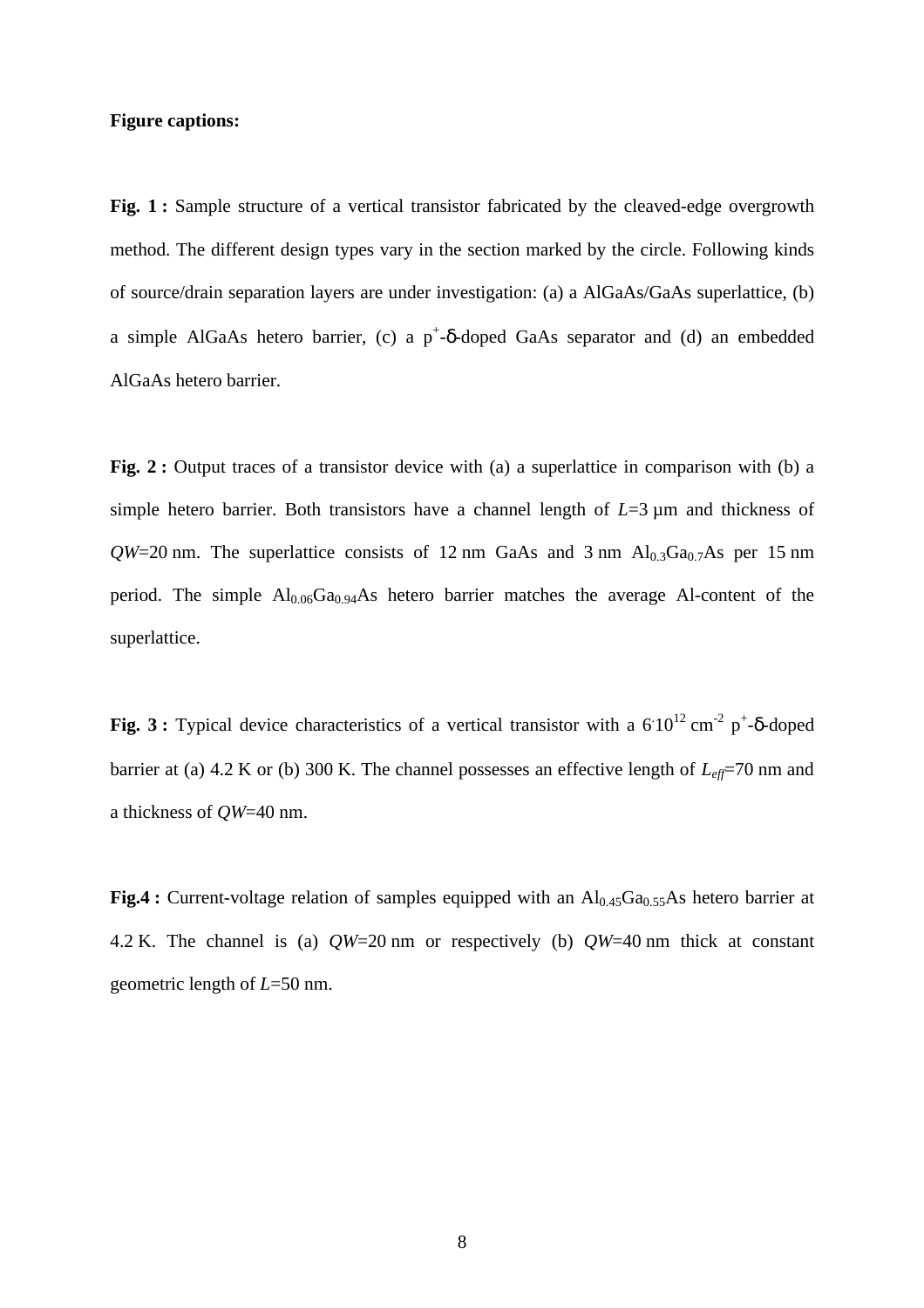**Figure captions:**

**Fig. 1 :** Sample structure of a vertical transistor fabricated by the cleaved-edge overgrowth method. The different design types vary in the section marked by the circle. Following kinds of source/drain separation layers are under investigation: (a) a AlGaAs/GaAs superlattice, (b) a simple AlGaAs hetero barrier, (c) a $p^+$-δ-doped GaAs separator and (d) an embedded AlGaAs hetero barrier.

**Fig. 2 :** Output traces of a transistor device with (a) a superlattice in comparison with (b) a simple hetero barrier. Both transistors have a channel length of $L$=3 µm and thickness of $QW$=20 nm. The superlattice consists of 12 nm GaAs and 3 nm $Al_{0.3}Ga_{0.7}As$ per 15 nm period. The simple $Al_{0.06}Ga_{0.94}As$ hetero barrier matches the average Al-content of the superlattice.

**Fig. 3 :** Typical device characteristics of a vertical transistor with a $6 \cdot 10^{12}$ $cm^{-2}$ $p^+$-δ-doped barrier at (a) 4.2 K or (b) 300 K. The channel possesses an effective length of $L_{eff}$=70 nm and a thickness of $QW$=40 nm.

**Fig.4 :** Current-voltage relation of samples equipped with an $Al_{0.45}Ga_{0.55}As$ hetero barrier at 4.2 K. The channel is (a) $QW$=20 nm or respectively (b) $QW$=40 nm thick at constant geometric length of $L$=50 nm.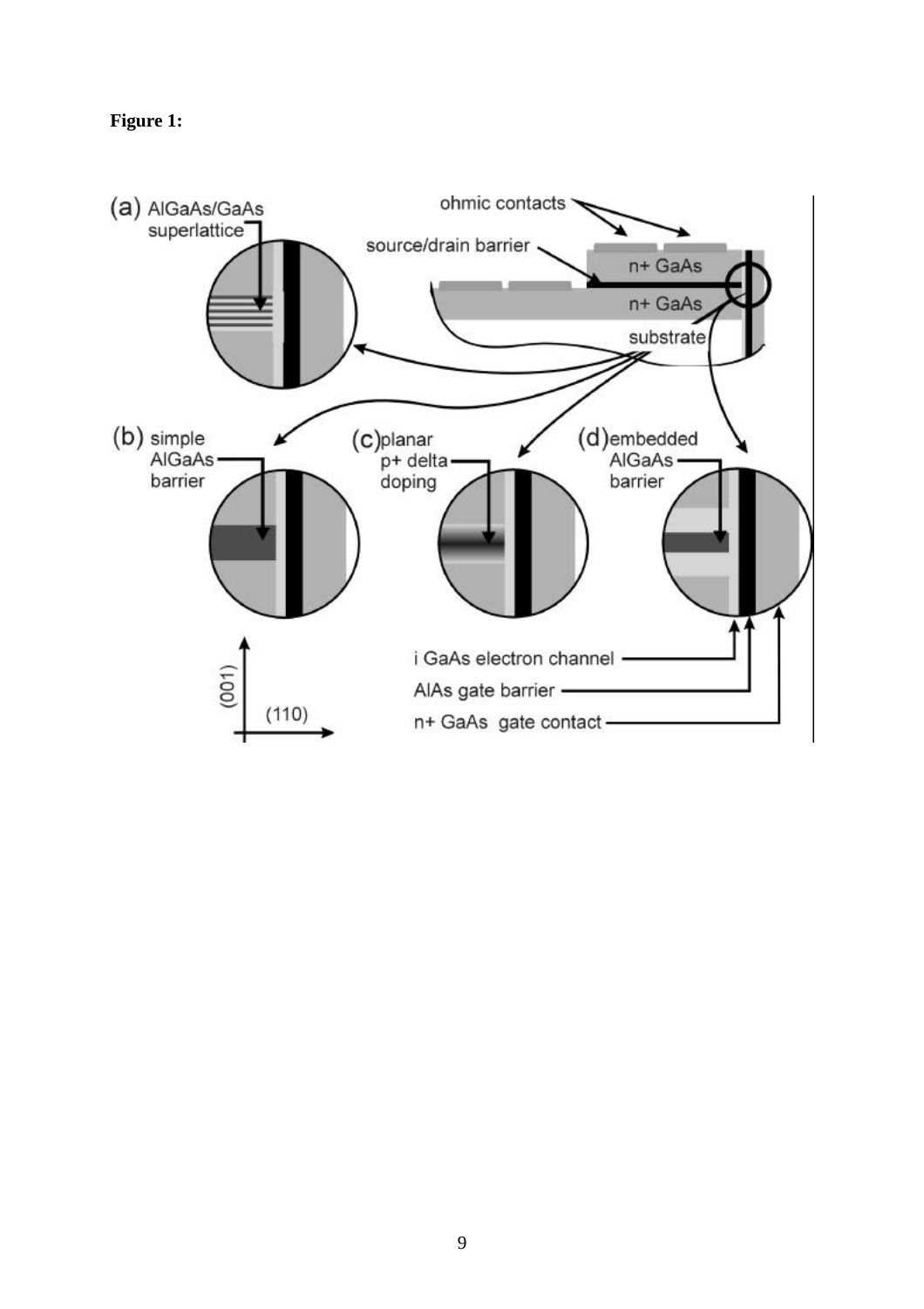**Figure 1:**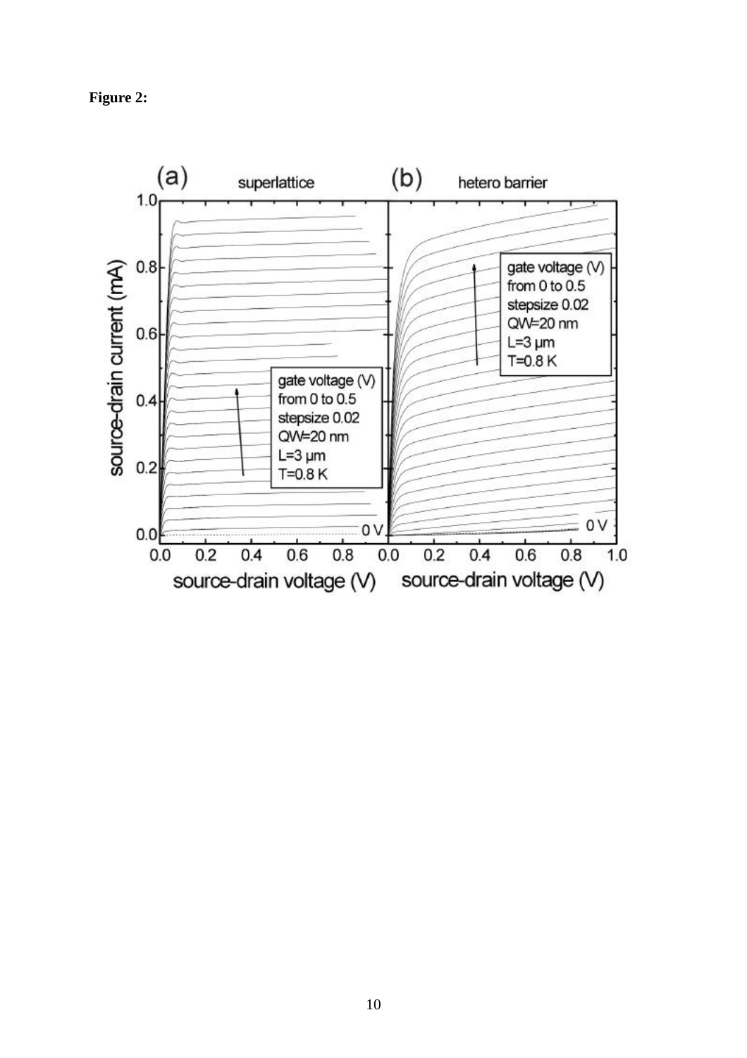**Figure 2:**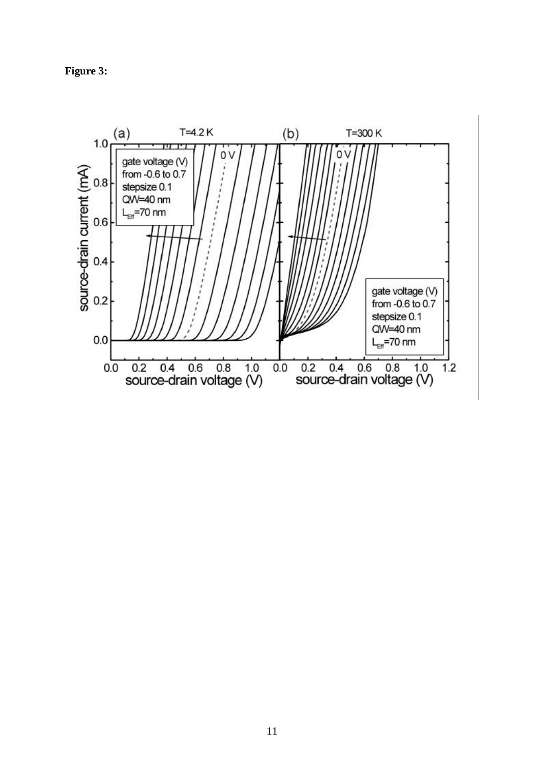**Figure 3:**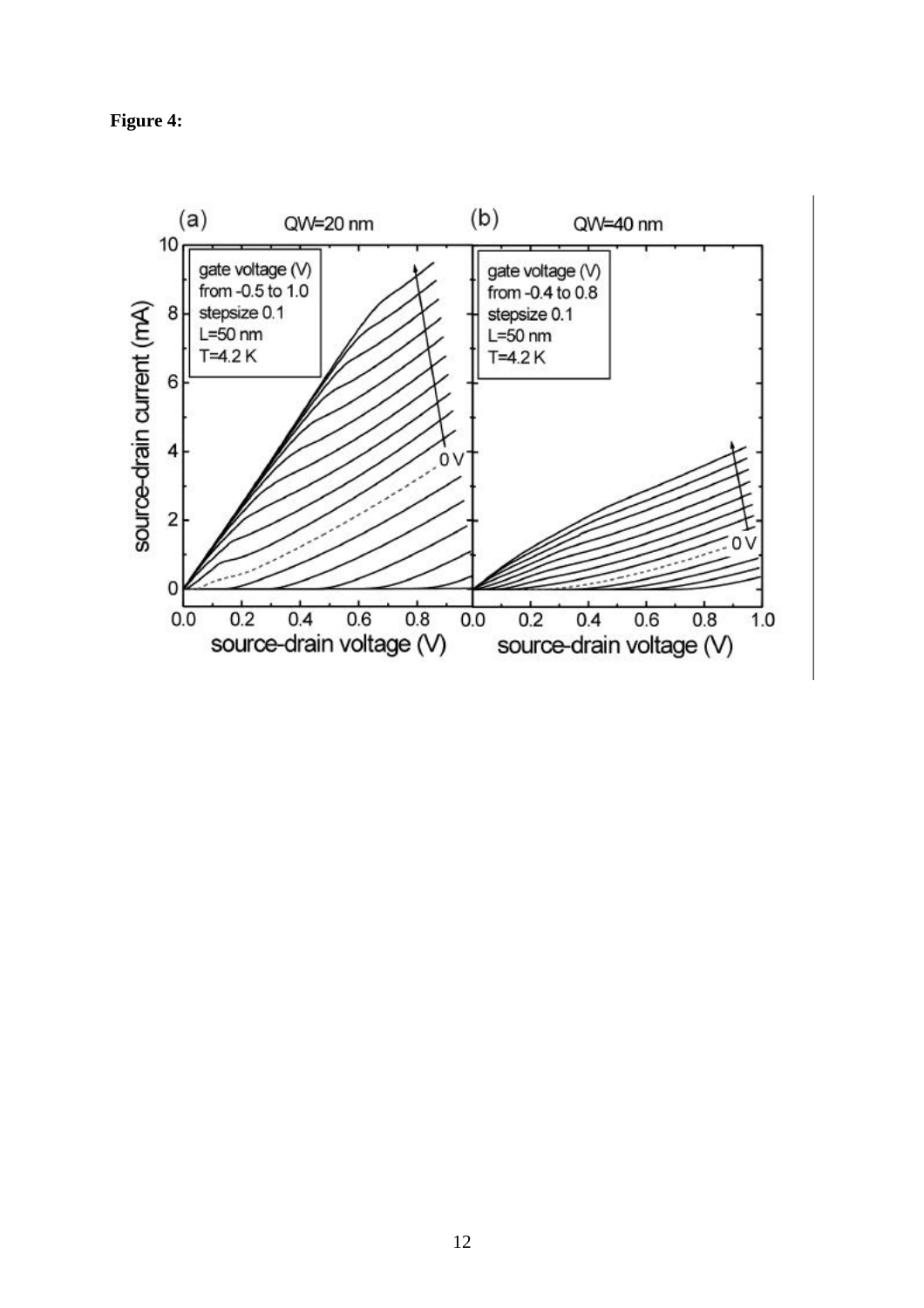**Figure 4:**

(a) QW=20 nm

gate voltage (V)
from -0.5 to 1.0
stepsize 0.1
L=50 nm
T=4.2 K

0 V

source-drain current (mA)

0 2 4 6 8 10

source-drain voltage (V)

0.0 0.2 0.4 0.6 0.8

(b) QW=40 nm

gate voltage (V)
from -0.4 to 0.8
stepsize 0.1
L=50 nm
T=4.2 K

0 V

source-drain voltage (V)

0.0 0.2 0.4 0.6 0.8 1.0